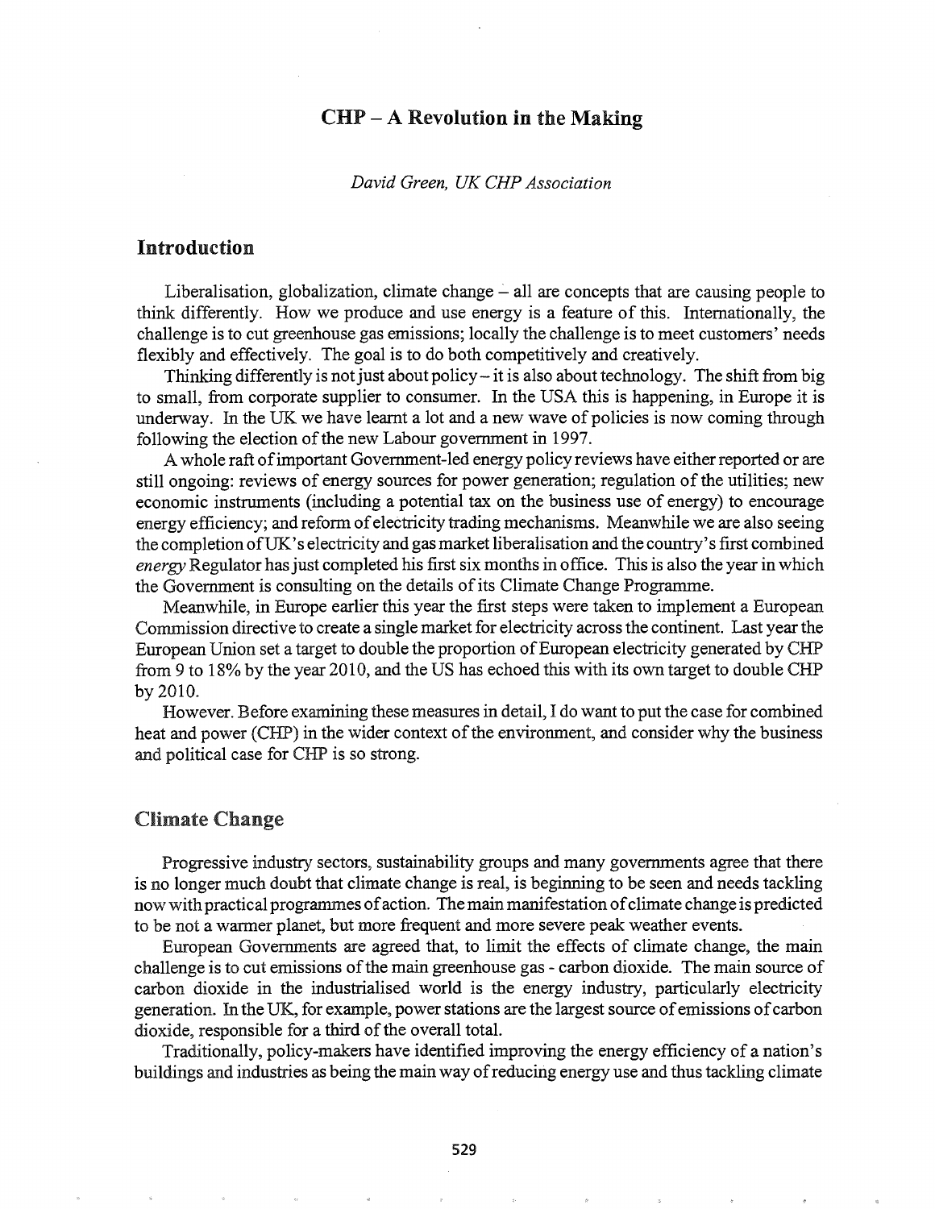# CHP – A Revolution in the Making

*David Green, UK CHP Association*

## Introduction

Liberalisation, globalization, climate change – all are concepts that are causing people to think differently. How we produce and use energy is a feature of this. Internationally, the challenge is to cut greenhouse gas emissions; locally the challenge is to meet customers' needs flexibly and effectively. The goal is to do both competitively and creatively.

Thinking differently is not just about policy – it is also about technology. The shift from big to small, from corporate supplier to consumer. In the USA this is happening, in Europe it is underway. In the UK we have learnt a lot and a new wave of policies is now coming through following the election of the new Labour government in 1997.

A whole raft of important Government-led energy policy reviews have either reported or are still ongoing: reviews of energy sources for power generation; regulation of the utilities; new economic instruments (including a potential tax on the business use of energy) to encourage energy efficiency; and reform of electricity trading mechanisms. Meanwhile we are also seeing the completion of UK's electricity and gas market liberalisation and the country's first combined *energy* Regulator has just completed his first six months in office. This is also the year in which the Government is consulting on the details of its Climate Change Programme.

Meanwhile, in Europe earlier this year the first steps were taken to implement a European Commission directive to create a single market for electricity across the continent. Last year the European Union set a target to double the proportion of European electricity generated by CHP from 9 to 18% by the year 2010, and the US has echoed this with its own target to double CHP by 2010.

However. Before examining these measures in detail, I do want to put the case for combined heat and power (CHP) in the wider context of the environment, and consider why the business and political case for CHP is so strong.

## Climate Change

Progressive industry sectors, sustainability groups and many governments agree that there is no longer much doubt that climate change is real, is beginning to be seen and needs tackling now with practical programmes of action. The main manifestation of climate change is predicted to be not a warmer planet, but more frequent and more severe peak weather events.

European Governments are agreed that, to limit the effects of climate change, the main challenge is to cut emissions of the main greenhouse gas - carbon dioxide. The main source of carbon dioxide in the industrialised world is the energy industry, particularly electricity generation. In the UK, for example, power stations are the largest source of emissions of carbon dioxide, responsible for a third of the overall total.

Traditionally, policy-makers have identified improving the energy efficiency of a nation's buildings and industries as being the main way of reducing energy use and thus tackling climate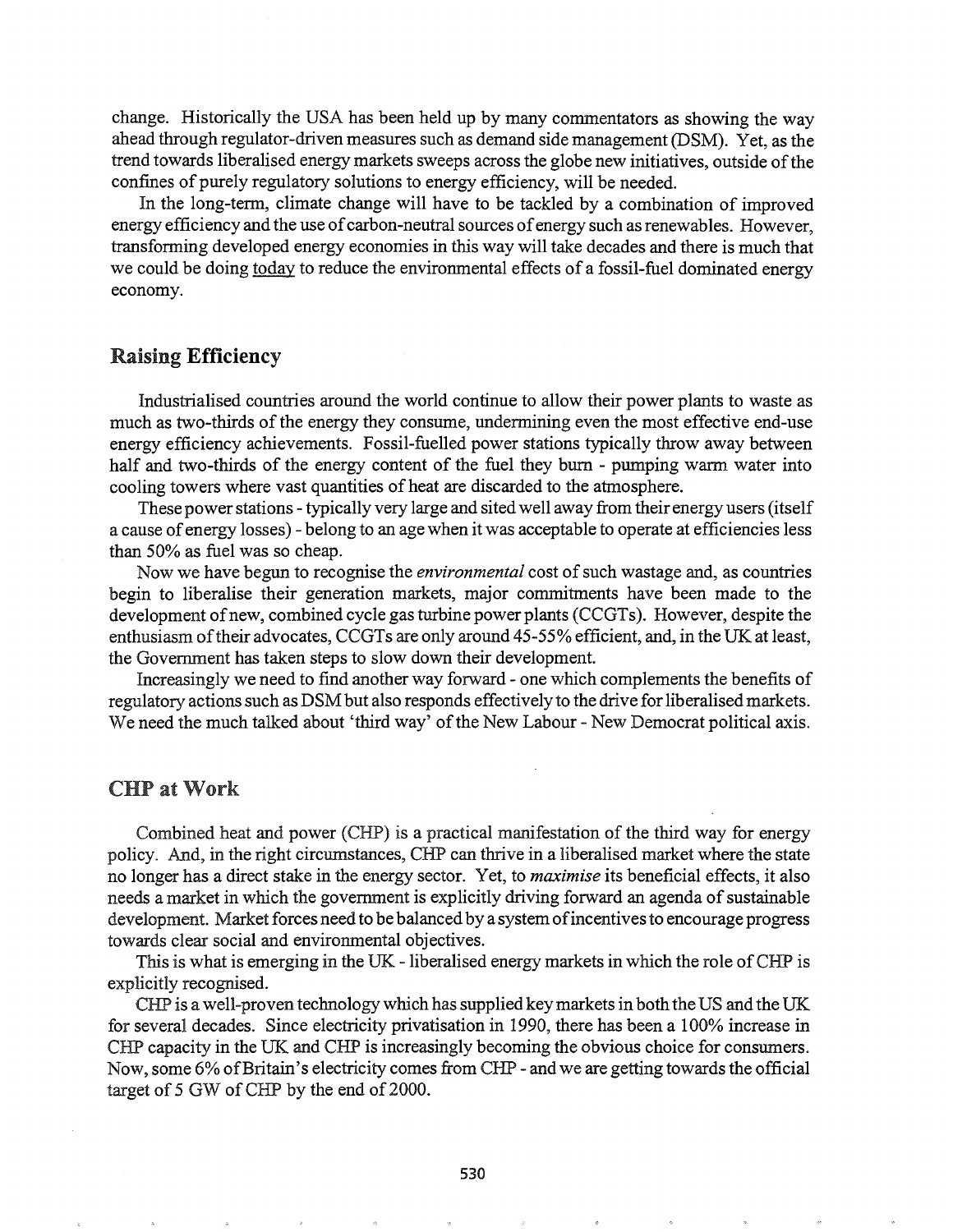change. Historically the USA has been held up by many commentators as showing the way ahead through regulator-driven measures such as demand side management (DSM). Yet, as the trend towards liberalised energy markets sweeps across the globe new initiatives, outside of the confines of purely regulatory solutions to energy efficiency, will be needed.

In the long-term, climate change will have to be tackled by a combination of improved energy efficiency and the use of carbon-neutral sources of energy such as renewables. However, transforming developed energy economies in this way will take decades and there is much that we could be doing today to reduce the environmental effects of a fossil-fuel dominated energy economy.

## Raising Efficiency

Industrialised countries around the world continue to allow their power plants to waste as much as two-thirds of the energy they consume, undermining even the most effective end-use energy efficiency achievements. Fossil-fuelled power stations typically throw away between half and two-thirds of the energy content of the fuel they burn - pumping warm water into cooling towers where vast quantities of heat are discarded to the atmosphere.

These power stations - typically very large and sited well away from their energy users (itself a cause of energy losses) - belong to an age when it was acceptable to operate at efficiencies less than 50% as fuel was so cheap.

Now we have begun to recognise the *environmental* cost of such wastage and, as countries begin to liberalise their generation markets, major commitments have been made to the development of new, combined cycle gas turbine power plants (CCGTs). However, despite the enthusiasm of their advocates, CCGTs are only around 45-55% efficient, and, in the UK at least, the Government has taken steps to slow down their development.

Increasingly we need to find another way forward - one which complements the benefits of regulatory actions such as DSM but also responds effectively to the drive for liberalised markets. We need the much talked about 'third way' of the New Labour - New Democrat political axis.

## CHP at Work

Combined heat and power (CHP) is a practical manifestation of the third way for energy policy. And, in the right circumstances, CHP can thrive in a liberalised market where the state no longer has a direct stake in the energy sector. Yet, to *maximise* its beneficial effects, it also needs a market in which the government is explicitly driving forward an agenda of sustainable development. Market forces need to be balanced by a system of incentives to encourage progress towards clear social and environmental objectives.

This is what is emerging in the UK - liberalised energy markets in which the role of CHP is explicitly recognised.

CHP is a well-proven technology which has supplied key markets in both the US and the UK for several decades. Since electricity privatisation in 1990, there has been a 100% increase in CHP capacity in the UK and CHP is increasingly becoming the obvious choice for consumers. Now, some 6% of Britain's electricity comes from CHP - and we are getting towards the official target of 5 GW of CHP by the end of 2000.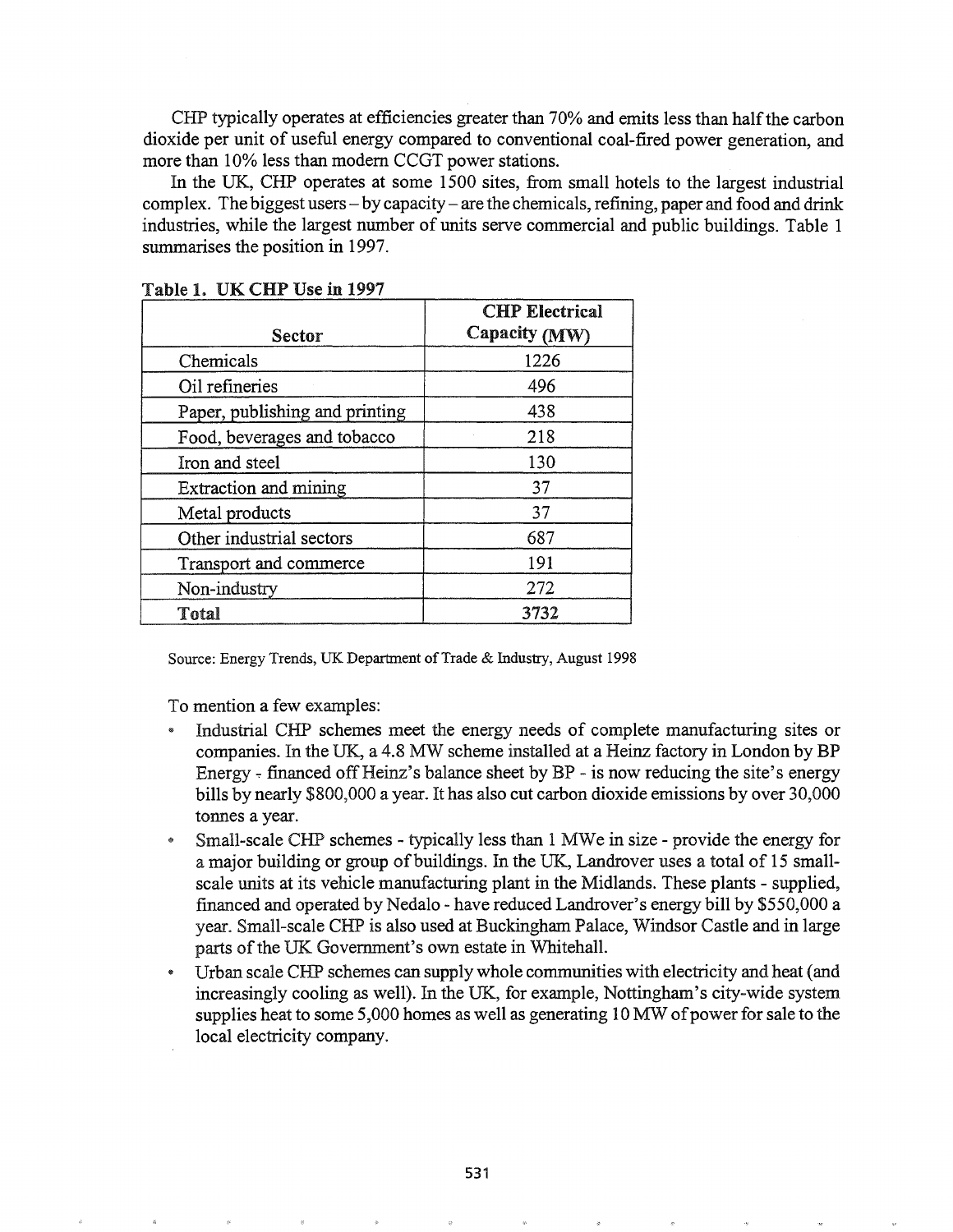CHP typically operates at efficiencies greater than 70% and emits less than half the carbon dioxide per unit of useful energy compared to conventional coal-fired power generation, and more than 10% less than modern CCGT power stations.

In the UK, CHP operates at some 1500 sites, from small hotels to the largest industrial complex. The biggest users – by capacity – are the chemicals, refining, paper and food and drink industries, while the largest number of units serve commercial and public buildings. Table 1 summarises the position in 1997.

**Table 1. UK CHP Use in 1997**

| Sector | CHP Electrical Capacity (MW) |
|---|---|
| Chemicals | 1226 |
| Oil refineries | 496 |
| Paper, publishing and printing | 438 |
| Food, beverages and tobacco | 218 |
| Iron and steel | 130 |
| Extraction and mining | 37 |
| Metal products | 37 |
| Other industrial sectors | 687 |
| Transport and commerce | 191 |
| Non-industry | 272 |
| **Total** | **3732** |

Source: Energy Trends, UK Department of Trade & Industry, August 1998

To mention a few examples:

- Industrial CHP schemes meet the energy needs of complete manufacturing sites or companies. In the UK, a 4.8 MW scheme installed at a Heinz factory in London by BP Energy - financed off Heinz's balance sheet by BP - is now reducing the site's energy bills by nearly $800,000 a year. It has also cut carbon dioxide emissions by over 30,000 tonnes a year.
- Small-scale CHP schemes - typically less than 1 MWe in size - provide the energy for a major building or group of buildings. In the UK, Landrover uses a total of 15 small-scale units at its vehicle manufacturing plant in the Midlands. These plants - supplied, financed and operated by Nedalo - have reduced Landrover's energy bill by $550,000 a year. Small-scale CHP is also used at Buckingham Palace, Windsor Castle and in large parts of the UK Government's own estate in Whitehall.
- Urban scale CHP schemes can supply whole communities with electricity and heat (and increasingly cooling as well). In the UK, for example, Nottingham's city-wide system supplies heat to some 5,000 homes as well as generating 10 MW of power for sale to the local electricity company.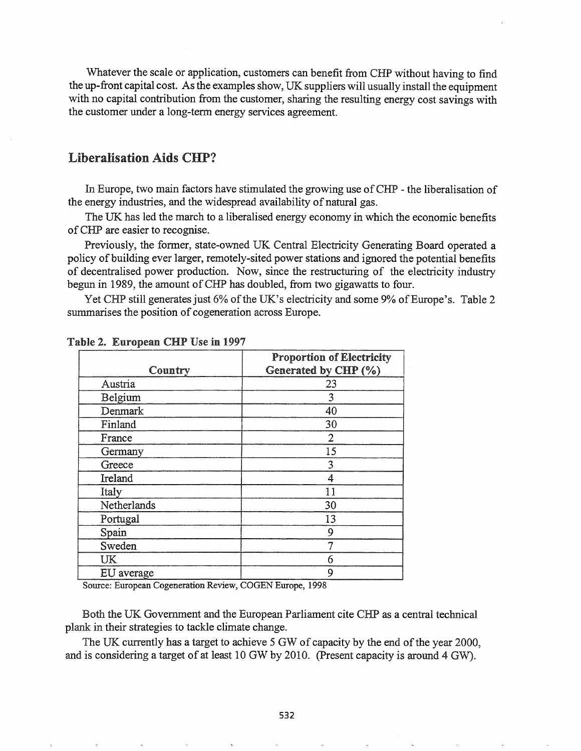Whatever the scale or application, customers can benefit from CHP without having to find the up-front capital cost. As the examples show, UK suppliers will usually install the equipment with no capital contribution from the customer, sharing the resulting energy cost savings with the customer under a long-term energy services agreement.

## Liberalisation Aids CHP?

In Europe, two main factors have stimulated the growing use of CHP - the liberalisation of the energy industries, and the widespread availability of natural gas.

The UK has led the march to a liberalised energy economy in which the economic benefits of CHP are easier to recognise.

Previously, the former, state-owned UK Central Electricity Generating Board operated a policy of building ever larger, remotely-sited power stations and ignored the potential benefits of decentralised power production. Now, since the restructuring of the electricity industry begun in 1989, the amount of CHP has doubled, from two gigawatts to four.

Yet CHP still generates just 6% of the UK's electricity and some 9% of Europe's. Table 2 summarises the position of cogeneration across Europe.

**Table 2. European CHP Use in 1997**

| Country | Proportion of Electricity Generated by CHP (%) |
|---|---|
| Austria | 23 |
| Belgium | 3 |
| Denmark | 40 |
| Finland | 30 |
| France | 2 |
| Germany | 15 |
| Greece | 3 |
| Ireland | 4 |
| Italy | 11 |
| Netherlands | 30 |
| Portugal | 13 |
| Spain | 9 |
| Sweden | 7 |
| UK | 6 |
| EU average | 9 |

Source: European Cogeneration Review, COGEN Europe, 1998

Both the UK Government and the European Parliament cite CHP as a central technical plank in their strategies to tackle climate change.

The UK currently has a target to achieve 5 GW of capacity by the end of the year 2000, and is considering a target of at least 10 GW by 2010. (Present capacity is around 4 GW).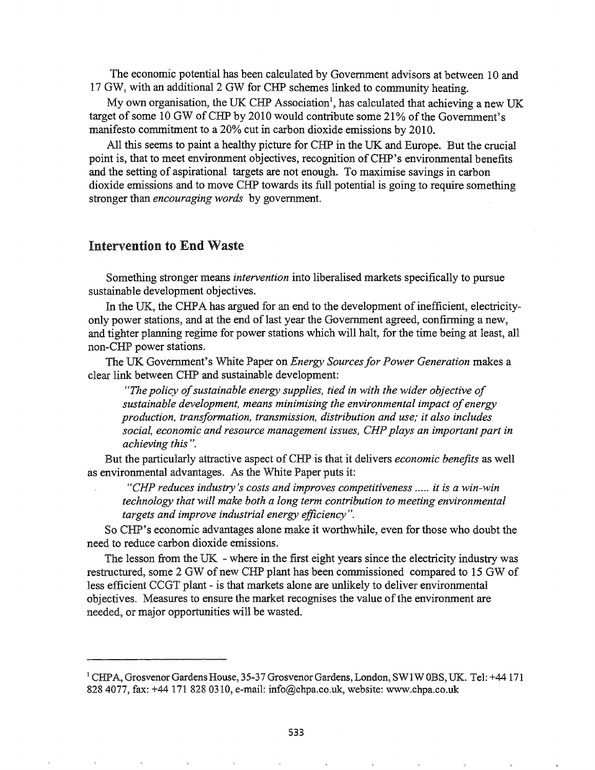The economic potential has been calculated by Government advisors at between 10 and 17 GW, with an additional 2 GW for CHP schemes linked to community heating.

My own organisation, the UK CHP Association[1], has calculated that achieving a new UK target of some 10 GW of CHP by 2010 would contribute some 21% of the Government's manifesto commitment to a 20% cut in carbon dioxide emissions by 2010.

All this seems to paint a healthy picture for CHP in the UK and Europe. But the crucial point is, that to meet environment objectives, recognition of CHP's environmental benefits and the setting of aspirational targets are not enough. To maximise savings in carbon dioxide emissions and to move CHP towards its full potential is going to require something stronger than *encouraging words* by government.

## Intervention to End Waste

Something stronger means *intervention* into liberalised markets specifically to pursue sustainable development objectives.

In the UK, the CHPA has argued for an end to the development of inefficient, electricity-only power stations, and at the end of last year the Government agreed, confirming a new, and tighter planning regime for power stations which will halt, for the time being at least, all non-CHP power stations.

The UK Government's White Paper on *Energy Sources for Power Generation* makes a clear link between CHP and sustainable development:

> *"The policy of sustainable energy supplies, tied in with the wider objective of sustainable development, means minimising the environmental impact of energy production, transformation, transmission, distribution and use; it also includes social, economic and resource management issues, CHP plays an important part in achieving this".*

But the particularly attractive aspect of CHP is that it delivers *economic benefits* as well as environmental advantages. As the White Paper puts it:

> *"CHP reduces industry's costs and improves competitiveness ..... it is a win-win technology that will make both a long term contribution to meeting environmental targets and improve industrial energy efficiency".*

So CHP's economic advantages alone make it worthwhile, even for those who doubt the need to reduce carbon dioxide emissions.

The lesson from the UK - where in the first eight years since the electricity industry was restructured, some 2 GW of new CHP plant has been commissioned compared to 15 GW of less efficient CCGT plant - is that markets alone are unlikely to deliver environmental objectives. Measures to ensure the market recognises the value of the environment are needed, or major opportunities will be wasted.

---

[1] CHPA, Grosvenor Gardens House, 35-37 Grosvenor Gardens, London, SW1W 0BS, UK. Tel: +44 171 828 4077, fax: +44 171 828 0310, e-mail: info@chpa.co.uk, website: www.chpa.co.uk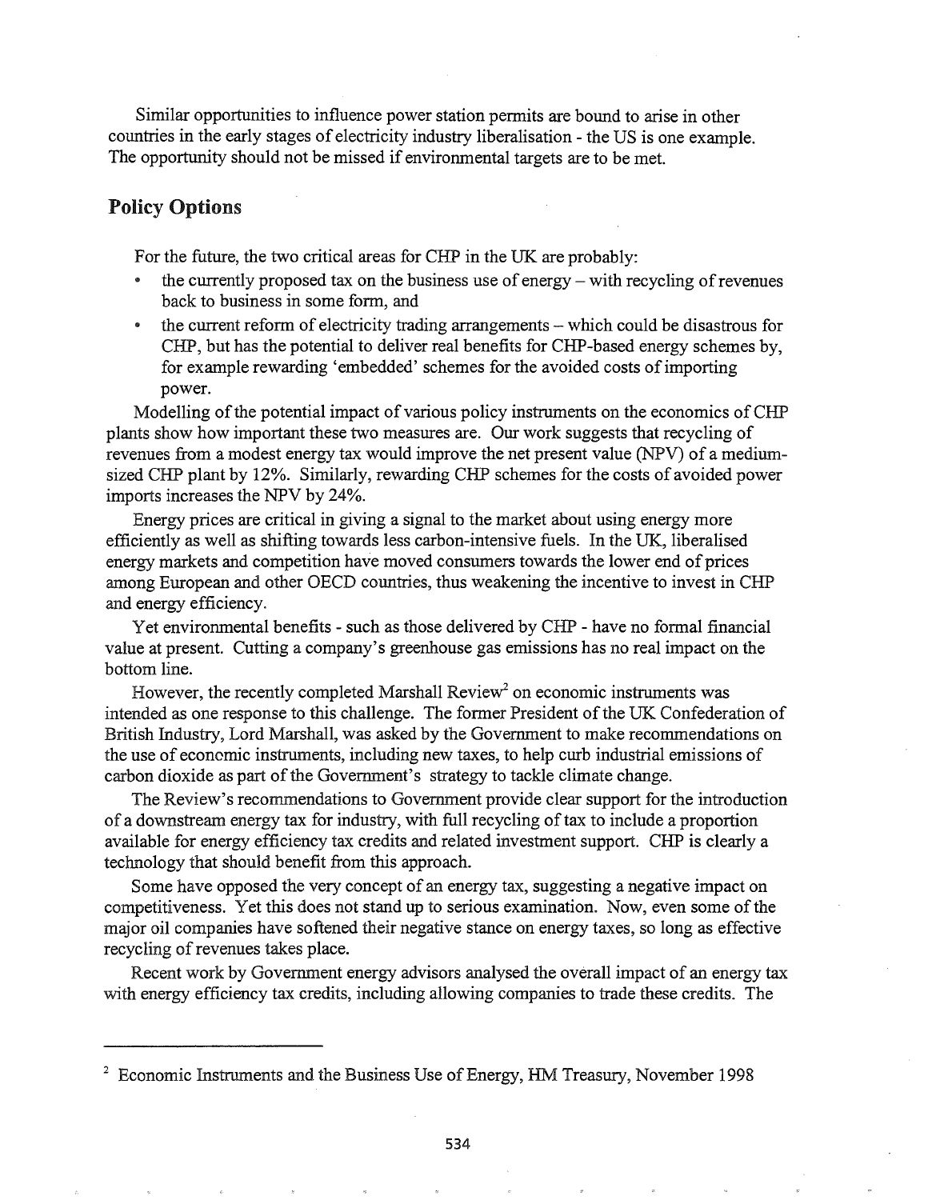Similar opportunities to influence power station permits are bound to arise in other countries in the early stages of electricity industry liberalisation - the US is one example. The opportunity should not be missed if environmental targets are to be met.

## Policy Options

For the future, the two critical areas for CHP in the UK are probably:

- the currently proposed tax on the business use of energy – with recycling of revenues back to business in some form, and
- the current reform of electricity trading arrangements – which could be disastrous for CHP, but has the potential to deliver real benefits for CHP-based energy schemes by, for example rewarding 'embedded' schemes for the avoided costs of importing power.

Modelling of the potential impact of various policy instruments on the economics of CHP plants show how important these two measures are. Our work suggests that recycling of revenues from a modest energy tax would improve the net present value (NPV) of a medium-sized CHP plant by 12%. Similarly, rewarding CHP schemes for the costs of avoided power imports increases the NPV by 24%.

Energy prices are critical in giving a signal to the market about using energy more efficiently as well as shifting towards less carbon-intensive fuels. In the UK, liberalised energy markets and competition have moved consumers towards the lower end of prices among European and other OECD countries, thus weakening the incentive to invest in CHP and energy efficiency.

Yet environmental benefits - such as those delivered by CHP - have no formal financial value at present. Cutting a company's greenhouse gas emissions has no real impact on the bottom line.

However, the recently completed Marshall Review[2] on economic instruments was intended as one response to this challenge. The former President of the UK Confederation of British Industry, Lord Marshall, was asked by the Government to make recommendations on the use of economic instruments, including new taxes, to help curb industrial emissions of carbon dioxide as part of the Government's strategy to tackle climate change.

The Review's recommendations to Government provide clear support for the introduction of a downstream energy tax for industry, with full recycling of tax to include a proportion available for energy efficiency tax credits and related investment support. CHP is clearly a technology that should benefit from this approach.

Some have opposed the very concept of an energy tax, suggesting a negative impact on competitiveness. Yet this does not stand up to serious examination. Now, even some of the major oil companies have softened their negative stance on energy taxes, so long as effective recycling of revenues takes place.

Recent work by Government energy advisors analysed the overall impact of an energy tax with energy efficiency tax credits, including allowing companies to trade these credits. The

[2] Economic Instruments and the Business Use of Energy, HM Treasury, November 1998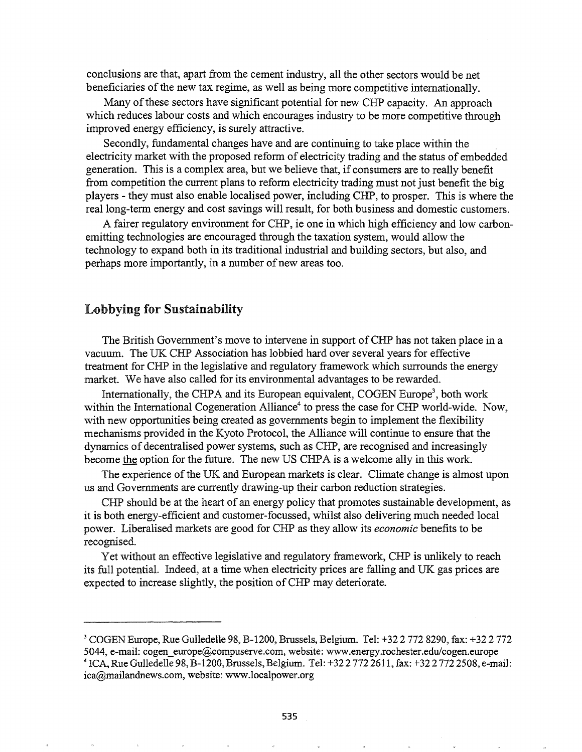conclusions are that, apart from the cement industry, all the other sectors would be net beneficiaries of the new tax regime, as well as being more competitive internationally.

Many of these sectors have significant potential for new CHP capacity. An approach which reduces labour costs and which encourages industry to be more competitive through improved energy efficiency, is surely attractive.

Secondly, fundamental changes have and are continuing to take place within the electricity market with the proposed reform of electricity trading and the status of embedded generation. This is a complex area, but we believe that, if consumers are to really benefit from competition the current plans to reform electricity trading must not just benefit the big players - they must also enable localised power, including CHP, to prosper. This is where the real long-term energy and cost savings will result, for both business and domestic customers.

A fairer regulatory environment for CHP, ie one in which high efficiency and low carbon-emitting technologies are encouraged through the taxation system, would allow the technology to expand both in its traditional industrial and building sectors, but also, and perhaps more importantly, in a number of new areas too.

## Lobbying for Sustainability

The British Government's move to intervene in support of CHP has not taken place in a vacuum. The UK CHP Association has lobbied hard over several years for effective treatment for CHP in the legislative and regulatory framework which surrounds the energy market. We have also called for its environmental advantages to be rewarded.

Internationally, the CHPA and its European equivalent, COGEN Europe[3], both work within the International Cogeneration Alliance[4] to press the case for CHP world-wide. Now, with new opportunities being created as governments begin to implement the flexibility mechanisms provided in the Kyoto Protocol, the Alliance will continue to ensure that the dynamics of decentralised power systems, such as CHP, are recognised and increasingly become <u>the</u> option for the future. The new US CHPA is a welcome ally in this work.

The experience of the UK and European markets is clear. Climate change is almost upon us and Governments are currently drawing-up their carbon reduction strategies.

CHP should be at the heart of an energy policy that promotes sustainable development, as it is both energy-efficient and customer-focussed, whilst also delivering much needed local power. Liberalised markets are good for CHP as they allow its *economic* benefits to be recognised.

Yet without an effective legislative and regulatory framework, CHP is unlikely to reach its full potential. Indeed, at a time when electricity prices are falling and UK gas prices are expected to increase slightly, the position of CHP may deteriorate.

---

[3] COGEN Europe, Rue Gulledelle 98, B-1200, Brussels, Belgium. Tel: +32 2 772 8290, fax: +32 2 772 5044, e-mail: cogen_europe@compuserve.com, website: www.energy.rochester.edu/cogen.europe

[4] ICA, Rue Gulledelle 98, B-1200, Brussels, Belgium. Tel: +32 2 772 2611, fax: +32 2 772 2508, e-mail: ica@mailandnews.com, website: www.localpower.org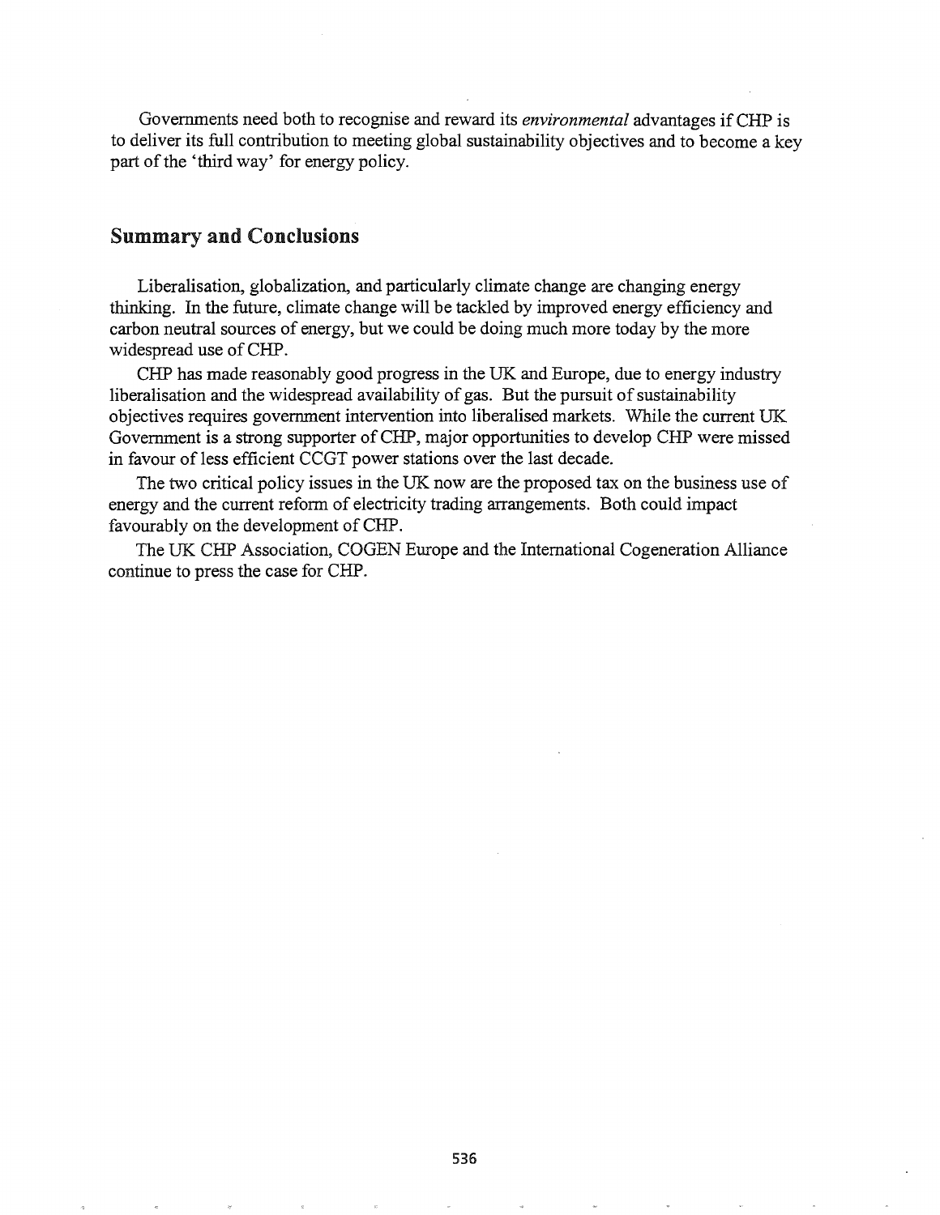Governments need both to recognise and reward its *environmental* advantages if CHP is to deliver its full contribution to meeting global sustainability objectives and to become a key part of the 'third way' for energy policy.

## Summary and Conclusions

Liberalisation, globalization, and particularly climate change are changing energy thinking. In the future, climate change will be tackled by improved energy efficiency and carbon neutral sources of energy, but we could be doing much more today by the more widespread use of CHP.

CHP has made reasonably good progress in the UK and Europe, due to energy industry liberalisation and the widespread availability of gas. But the pursuit of sustainability objectives requires government intervention into liberalised markets. While the current UK Government is a strong supporter of CHP, major opportunities to develop CHP were missed in favour of less efficient CCGT power stations over the last decade.

The two critical policy issues in the UK now are the proposed tax on the business use of energy and the current reform of electricity trading arrangements. Both could impact favourably on the development of CHP.

The UK CHP Association, COGEN Europe and the International Cogeneration Alliance continue to press the case for CHP.